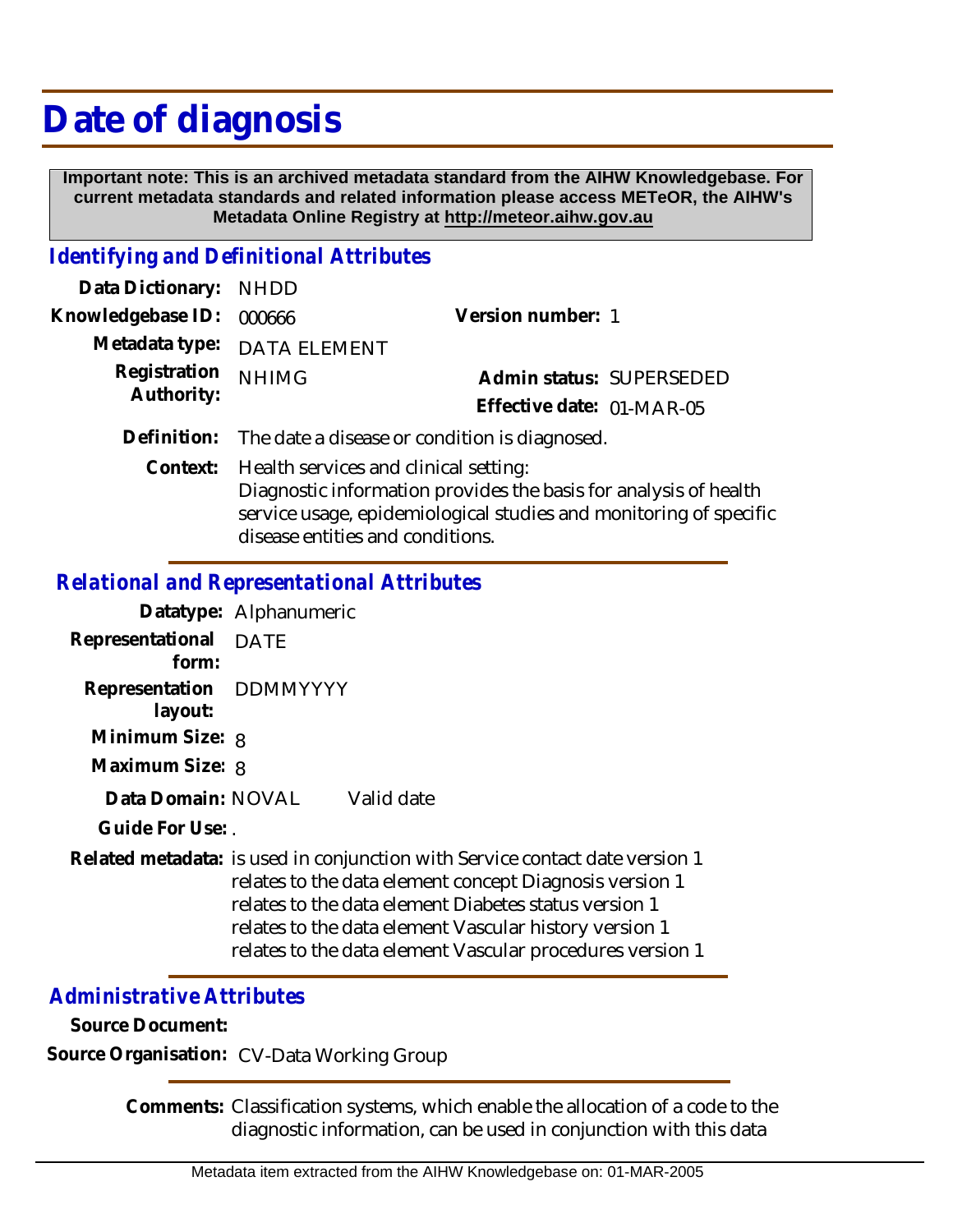# Date of diagnosis

**Important note: This is an archived metadata standard from the AIHW Knowledgebase. For current metadata standards and related information please access METeOR, the AIHW's Metadata Online Registry at http://meteor.aihw.gov.au**

## *Identifying and Definitional Attributes*

**Data Dictionary:** NHDD

**Knowledgebase ID:** 000666 **Version number:** 1

**Metadata type:** DATA ELEMENT

**Registration Authority:** NHIMG **Admin status:** SUPERSEDED

**Effective date:** 01-MAR-05

**Definition:** The date a disease or condition is diagnosed.

**Context:** Health services and clinical setting:
Diagnostic information provides the basis for analysis of health service usage, epidemiological studies and monitoring of specific disease entities and conditions.

## *Relational and Representational Attributes*

**Datatype:** Alphanumeric

**Representational form:** DATE

**Representation layout:** DDMMYYYY

**Minimum Size:** 8

**Maximum Size:** 8

**Data Domain:** NOVAL Valid date

**Guide For Use:** .

**Related metadata:** is used in conjunction with Service contact date version 1
relates to the data element concept Diagnosis version 1
relates to the data element Diabetes status version 1
relates to the data element Vascular history version 1
relates to the data element Vascular procedures version 1

## *Administrative Attributes*

**Source Document:**

**Source Organisation:** CV-Data Working Group

**Comments:** Classification systems, which enable the allocation of a code to the diagnostic information, can be used in conjunction with this data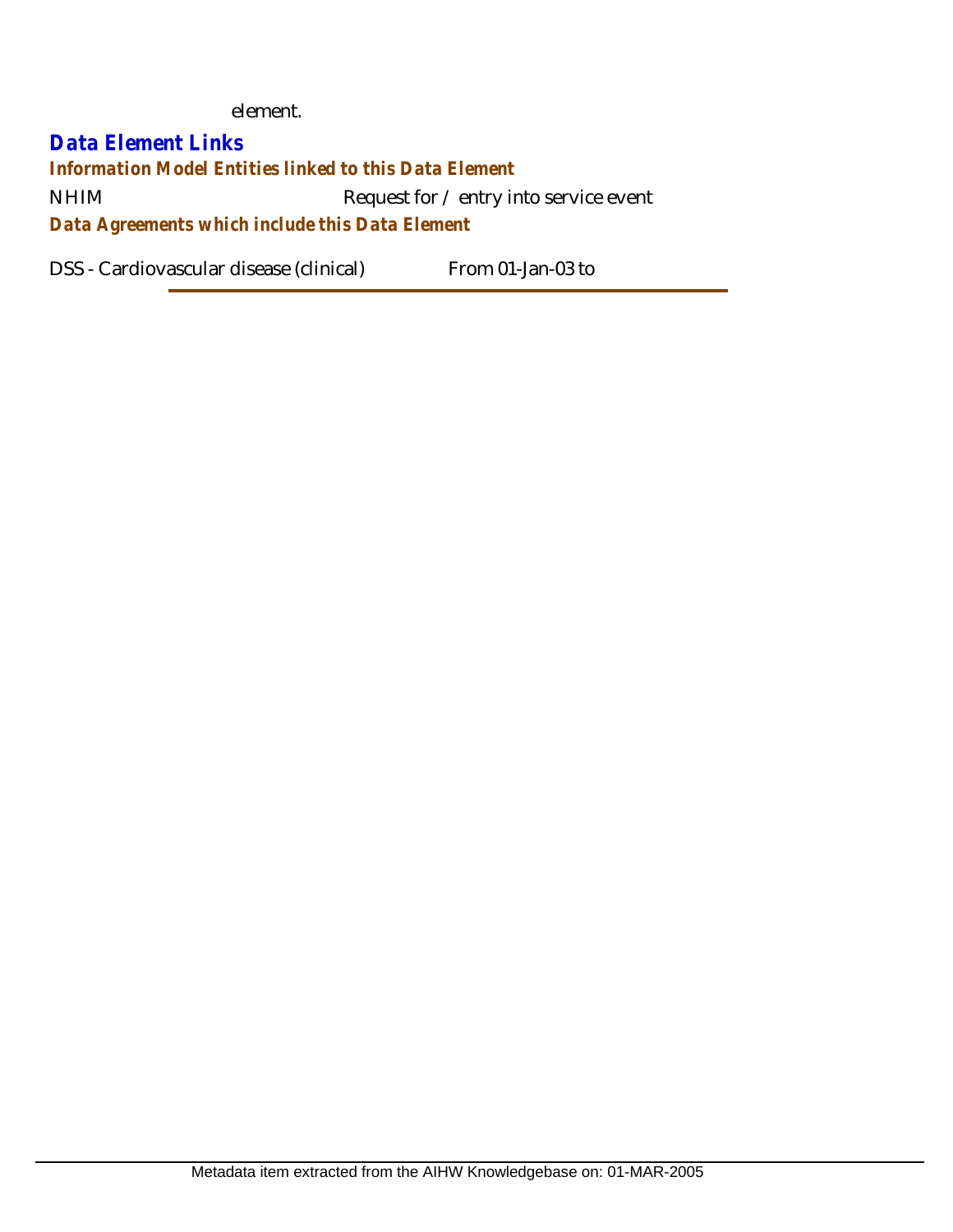element.

## Data Element Links

### Information Model Entities linked to this Data Element

| | |
|---|---|
| NHIM | Request for / entry into service event |

### Data Agreements which include this Data Element

| | |
|---|---|
| DSS - Cardiovascular disease (clinical) | From 01-Jan-03 to |